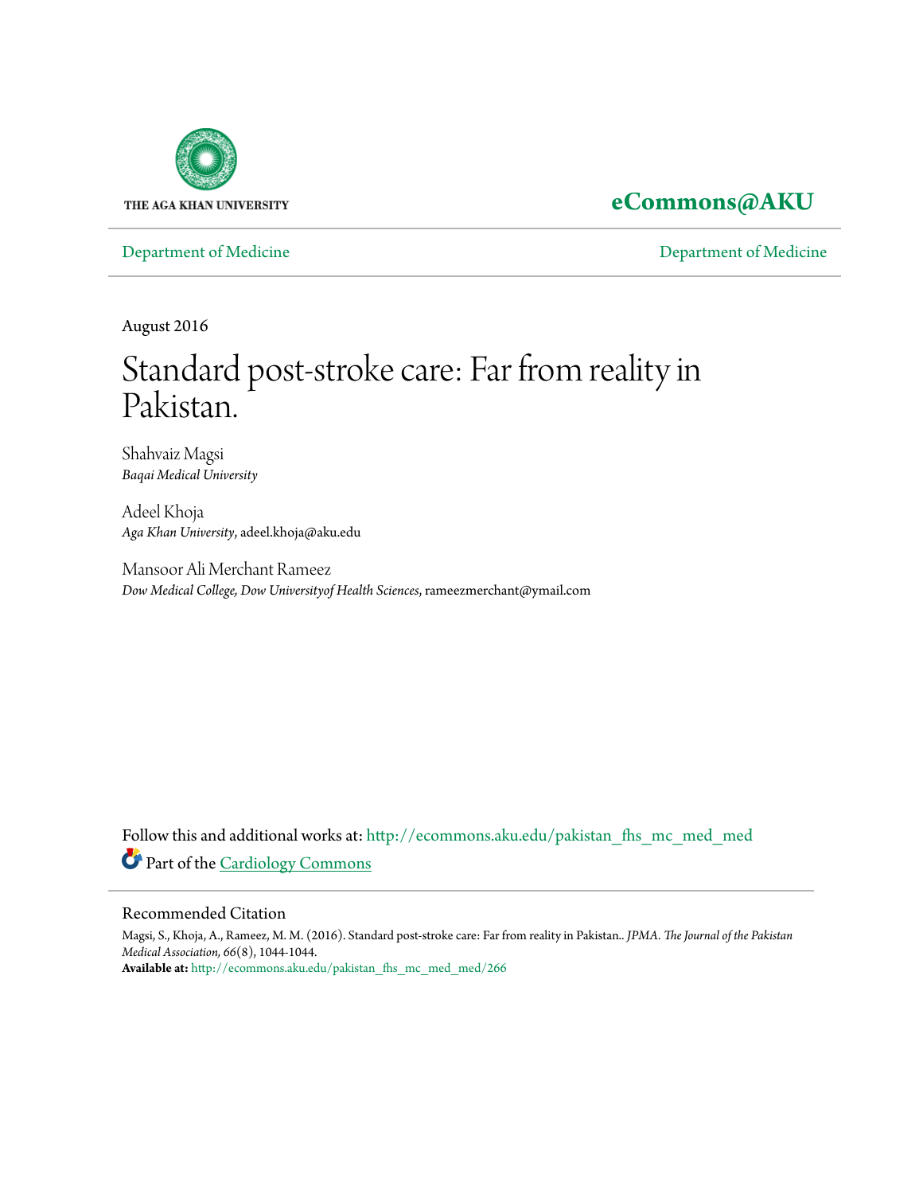THE AGA KHAN UNIVERSITY

**eCommons@AKU**

Department of Medicine | Department of Medicine

August 2016

# Standard post-stroke care: Far from reality in Pakistan.

Shahvaiz Magsi
*Baqai Medical University*

Adeel Khoja
*Aga Khan University*, adeel.khoja@aku.edu

Mansoor Ali Merchant Rameez
*Dow Medical College, Dow Universityof Health Sciences*, rameezmerchant@ymail.com

Follow this and additional works at: http://ecommons.aku.edu/pakistan_fhs_mc_med_med

Part of the Cardiology Commons

## Recommended Citation

Magsi, S., Khoja, A., Rameez, M. M. (2016). Standard post-stroke care: Far from reality in Pakistan.. *JPMA. The Journal of the Pakistan Medical Association, 66*(8), 1044-1044.

**Available at:** http://ecommons.aku.edu/pakistan_fhs_mc_med_med/266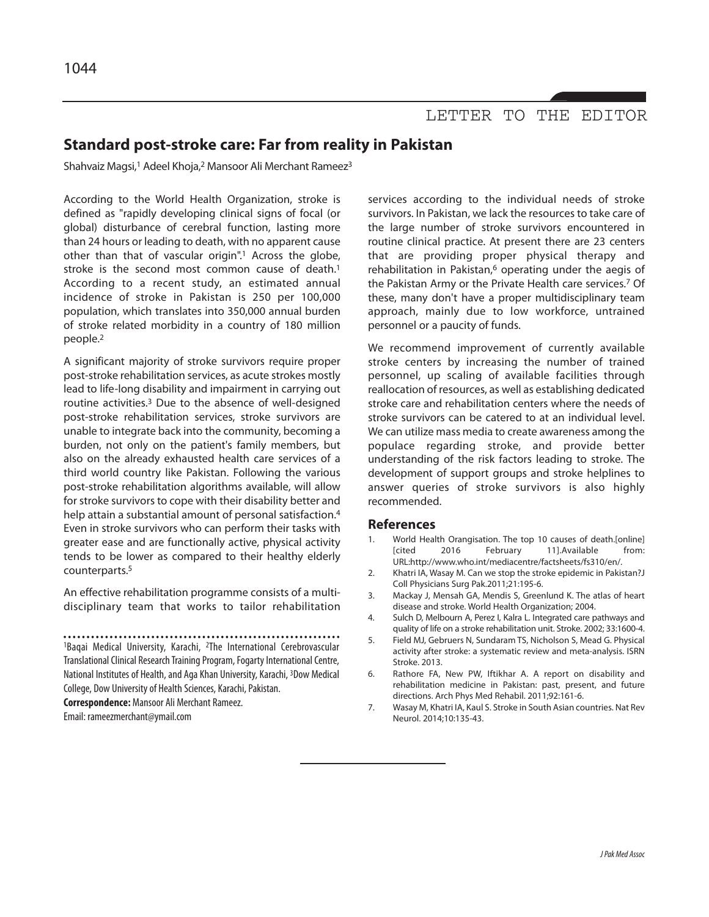LETTER TO THE EDITOR

# Standard post-stroke care: Far from reality in Pakistan

Shahvaiz Magsi,[1] Adeel Khoja,[2] Mansoor Ali Merchant Rameez[3]

According to the World Health Organization, stroke is defined as "rapidly developing clinical signs of focal (or global) disturbance of cerebral function, lasting more than 24 hours or leading to death, with no apparent cause other than that of vascular origin".[1] Across the globe, stroke is the second most common cause of death.[1] According to a recent study, an estimated annual incidence of stroke in Pakistan is 250 per 100,000 population, which translates into 350,000 annual burden of stroke related morbidity in a country of 180 million people.[2]

A significant majority of stroke survivors require proper post-stroke rehabilitation services, as acute strokes mostly lead to life-long disability and impairment in carrying out routine activities.[3] Due to the absence of well-designed post-stroke rehabilitation services, stroke survivors are unable to integrate back into the community, becoming a burden, not only on the patient's family members, but also on the already exhausted health care services of a third world country like Pakistan. Following the various post-stroke rehabilitation algorithms available, will allow for stroke survivors to cope with their disability better and help attain a substantial amount of personal satisfaction.[4] Even in stroke survivors who can perform their tasks with greater ease and are functionally active, physical activity tends to be lower as compared to their healthy elderly counterparts.[5]

An effective rehabilitation programme consists of a multi-disciplinary team that works to tailor rehabilitation services according to the individual needs of stroke survivors. In Pakistan, we lack the resources to take care of the large number of stroke survivors encountered in routine clinical practice. At present there are 23 centers that are providing proper physical therapy and rehabilitation in Pakistan,[6] operating under the aegis of the Pakistan Army or the Private Health care services.[7] Of these, many don't have a proper multidisciplinary team approach, mainly due to low workforce, untrained personnel or a paucity of funds.

We recommend improvement of currently available stroke centers by increasing the number of trained personnel, up scaling of available facilities through reallocation of resources, as well as establishing dedicated stroke care and rehabilitation centers where the needs of stroke survivors can be catered to at an individual level. We can utilize mass media to create awareness among the populace regarding stroke, and provide better understanding of the risk factors leading to stroke. The development of support groups and stroke helplines to answer queries of stroke survivors is also highly recommended.

[1]Baqai Medical University, Karachi, [2]The International Cerebrovascular Translational Clinical Research Training Program, Fogarty International Centre, National Institutes of Health, and Aga Khan University, Karachi, [3]Dow Medical College, Dow University of Health Sciences, Karachi, Pakistan.

**Correspondence:** Mansoor Ali Merchant Rameez.
Email: rameezmerchant@ymail.com

## References

1. World Health Orangisation. The top 10 causes of death.[online] [cited 2016 February 11].Available from: URL:http://www.who.int/mediacentre/factsheets/fs310/en/.
2. Khatri IA, Wasay M. Can we stop the stroke epidemic in Pakistan?J Coll Physicians Surg Pak.2011;21:195-6.
3. Mackay J, Mensah GA, Mendis S, Greenlund K. The atlas of heart disease and stroke. World Health Organization; 2004.
4. Sulch D, Melbourn A, Perez I, Kalra L. Integrated care pathways and quality of life on a stroke rehabilitation unit. Stroke. 2002; 33:1600-4.
5. Field MJ, Gebruers N, Sundaram TS, Nicholson S, Mead G. Physical activity after stroke: a systematic review and meta-analysis. ISRN Stroke. 2013.
6. Rathore FA, New PW, Iftikhar A. A report on disability and rehabilitation medicine in Pakistan: past, present, and future directions. Arch Phys Med Rehabil. 2011;92:161-6.
7. Wasay M, Khatri IA, Kaul S. Stroke in South Asian countries. Nat Rev Neurol. 2014;10:135-43.